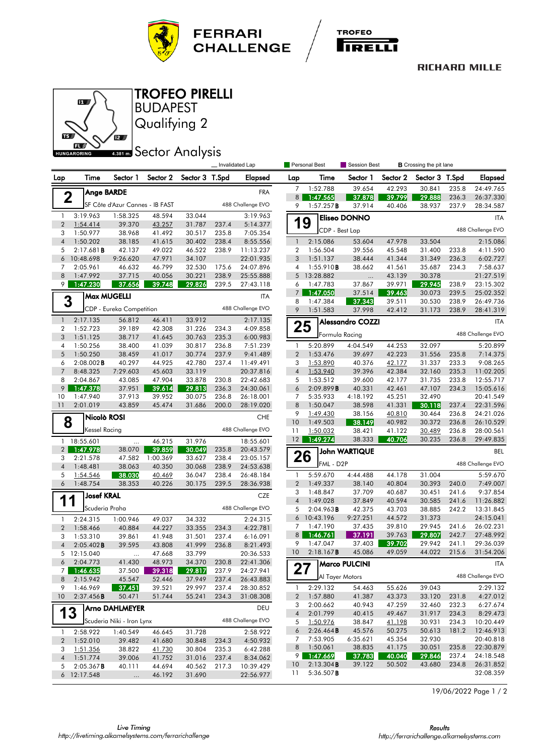# TROFEO PIRELLI

## BUDAPEST

## Qualifying 2

## Sector Analysis

HUNGARORING 4.381 m.

_ Invalidated Lap | Personal Best | Session Best | **B** Crossing the pit lane

### 2 Ange BARDE — FRA
SF Côte d'Azur Cannes - IB FAST — 488 Challenge EVO

| Lap | Time | Sector 1 | Sector 2 | Sector 3 | T.Spd | Elapsed |
|---|---|---|---|---|---|---|
| 1 | 3:19.963 | 1:58.325 | 48.594 | 33.044 | | 3:19.963 |
| 2 | 1:54.414 | 39.370 | 43.257 | 31.787 | 237.4 | 5:14.377 |
| 3 | 1:50.977 | 38.968 | 41.492 | 30.517 | 235.8 | 7:05.354 |
| 4 | 1:50.202 | 38.185 | 41.615 | 30.402 | 238.4 | 8:55.556 |
| 5 | 2:17.681 B | 42.137 | 49.022 | 46.522 | 238.9 | 11:13.237 |
| 6 | 10:48.698 | 9:26.620 | 47.971 | 34.107 | | 22:01.935 |
| 7 | 2:05.961 | 46.632 | 46.799 | 32.530 | 175.6 | 24:07.896 |
| 8 | 1:47.992 | 37.715 | 40.056 | 30.221 | 238.9 | 25:55.888 |
| 9 | 1:47.230 | 37.656 | 39.748 | 29.826 | 239.5 | 27:43.118 |

### 3 Max MUGELLI — ITA
CDP - Eureka Competition — 488 Challenge EVO

| Lap | Time | Sector 1 | Sector 2 | Sector 3 | T.Spd | Elapsed |
|---|---|---|---|---|---|---|
| 1 | 2:17.135 | 56.812 | 46.411 | 33.912 | | 2:17.135 |
| 2 | 1:52.723 | 39.189 | 42.308 | 31.226 | 234.3 | 4:09.858 |
| 3 | 1:51.125 | 38.717 | 41.645 | 30.763 | 235.3 | 6:00.983 |
| 4 | 1:50.256 | 38.400 | 41.039 | 30.817 | 236.8 | 7:51.239 |
| 5 | 1:50.250 | 38.459 | 41.017 | 30.774 | 237.9 | 9:41.489 |
| 6 | 2:08.002 B | 40.297 | 44.925 | 42.780 | 237.4 | 11:49.491 |
| 7 | 8:48.325 | 7:29.603 | 45.603 | 33.119 | | 20:37.816 |
| 8 | 2:04.867 | 43.085 | 47.904 | 33.878 | 230.8 | 22:42.683 |
| 9 | 1:47.378 | 37.951 | 39.614 | 29.813 | 236.3 | 24:30.061 |
| 10 | 1:47.940 | 37.913 | 39.952 | 30.075 | 236.8 | 26:18.001 |
| 11 | 2:01.019 | 43.859 | 45.474 | 31.686 | 200.0 | 28:19.020 |

### 8 Nicolò ROSI — CHE
Kessel Racing — 488 Challenge EVO

| Lap | Time | Sector 1 | Sector 2 | Sector 3 | T.Spd | Elapsed |
|---|---|---|---|---|---|---|
| 1 | 18:55.601 | ... | 46.215 | 31.976 | | 18:55.601 |
| 2 | 1:47.978 | 38.070 | 39.859 | 30.049 | 235.8 | 20:43.579 |
| 3 | 2:21.578 | 47.582 | 1:00.369 | 33.627 | 238.4 | 23:05.157 |
| 4 | 1:48.481 | 38.063 | 40.350 | 30.068 | 238.9 | 24:53.638 |
| 5 | 1:54.546 | 38.030 | 40.469 | 36.047 | 238.4 | 26:48.184 |
| 6 | 1:48.754 | 38.353 | 40.226 | 30.175 | 239.5 | 28:36.938 |

### 11 Josef KRAL — CZE
Scuderia Praha — 488 Challenge EVO

| Lap | Time | Sector 1 | Sector 2 | Sector 3 | T.Spd | Elapsed |
|---|---|---|---|---|---|---|
| 1 | 2:24.315 | 1:00.946 | 49.037 | 34.332 | | 2:24.315 |
| 2 | 1:58.466 | 40.884 | 44.227 | 33.355 | 234.3 | 4:22.781 |
| 3 | 1:53.310 | 39.861 | 41.948 | 31.501 | 237.4 | 6:16.091 |
| 4 | 2:05.402 B | 39.595 | 43.808 | 41.999 | 236.8 | 8:21.493 |
| 5 | 12:15.040 | ... | 47.668 | 33.799 | | 20:36.533 |
| 6 | 2:04.773 | 41.430 | 48.973 | 34.370 | 230.8 | 22:41.306 |
| 7 | 1:46.635 | 37.500 | 39.318 | 29.817 | 237.9 | 24:27.941 |
| 8 | 2:15.942 | 45.547 | 52.446 | 37.949 | 237.4 | 26:43.883 |
| 9 | 1:46.969 | 37.451 | 39.521 | 29.997 | 237.4 | 28:30.852 |
| 10 | 2:37.456 B | 50.471 | 51.744 | 55.241 | 234.3 | 31:08.308 |

### 13 Arno DAHLMEYER — DEU
Scuderia Niki - Iron Lynx — 488 Challenge EVO

| Lap | Time | Sector 1 | Sector 2 | Sector 3 | T.Spd | Elapsed |
|---|---|---|---|---|---|---|
| 1 | 2:58.922 | 1:40.549 | 46.645 | 31.728 | | 2:58.922 |
| 2 | 1:52.010 | 39.482 | 41.680 | 30.848 | 234.3 | 4:50.932 |
| 3 | 1:51.356 | 38.822 | 41.730 | 30.804 | 235.3 | 6:42.288 |
| 4 | 1:51.774 | 39.006 | 41.752 | 31.016 | 237.4 | 8:34.062 |
| 5 | 2:05.367 B | 40.111 | 44.694 | 40.562 | 217.3 | 10:39.429 |
| 6 | 12:17.548 | ... | 46.192 | 31.690 | | 22:56.977 |
| 7 | 1:52.788 | 39.654 | 42.293 | 30.841 | 235.8 | 24:49.765 |
| 8 | 1:47.565 | 37.878 | 39.799 | 29.888 | 236.3 | 26:37.330 |
| 9 | 1:57.257 B | 37.914 | 40.406 | 38.937 | 237.9 | 28:34.587 |

### 19 Eliseo DONNO — ITA
CDP - Best Lap — 488 Challenge EVO

| Lap | Time | Sector 1 | Sector 2 | Sector 3 | T.Spd | Elapsed |
|---|---|---|---|---|---|---|
| 1 | 2:15.086 | 53.604 | 47.978 | 33.504 | | 2:15.086 |
| 2 | 1:56.504 | 39.556 | 45.548 | 31.400 | 233.8 | 4:11.590 |
| 3 | 1:51.137 | 38.444 | 41.344 | 31.349 | 236.3 | 6:02.727 |
| 4 | 1:55.910 B | 38.662 | 41.561 | 35.687 | 234.3 | 7:58.637 |
| 5 | 13:28.882 | ... | 43.139 | 30.378 | | 21:27.519 |
| 6 | 1:47.783 | 37.867 | 39.971 | 29.945 | 238.9 | 23:15.302 |
| 7 | 1:47.050 | 37.514 | 39.463 | 30.073 | 239.5 | 25:02.352 |
| 8 | 1:47.384 | 37.343 | 39.511 | 30.530 | 238.9 | 26:49.736 |
| 9 | 1:51.583 | 37.998 | 42.412 | 31.173 | 238.9 | 28:41.319 |

### 25 Alessandro COZZI — ITA
Formula Racing — 488 Challenge EVO

| Lap | Time | Sector 1 | Sector 2 | Sector 3 | T.Spd | Elapsed |
|---|---|---|---|---|---|---|
| 1 | 5:20.899 | 4:04.549 | 44.253 | 32.097 | | 5:20.899 |
| 2 | 1:53.476 | 39.697 | 42.223 | 31.556 | 235.8 | 7:14.375 |
| 3 | 1:53.890 | 40.376 | 42.177 | 31.337 | 233.3 | 9:08.265 |
| 4 | 1:53.940 | 39.396 | 42.384 | 32.160 | 235.3 | 11:02.205 |
| 5 | 1:53.512 | 39.600 | 42.177 | 31.735 | 233.8 | 12:55.717 |
| 6 | 2:09.899 B | 40.331 | 42.461 | 47.107 | 234.3 | 15:05.616 |
| 7 | 5:35.933 | 4:18.192 | 45.251 | 32.490 | | 20:41.549 |
| 8 | 1:50.047 | 38.598 | 41.331 | 30.118 | 237.4 | 22:31.596 |
| 9 | 1:49.430 | 38.156 | 40.810 | 30.464 | 236.8 | 24:21.026 |
| 10 | 1:49.503 | 38.149 | 40.982 | 30.372 | 236.8 | 26:10.529 |
| 11 | 1:50.032 | 38.421 | 41.122 | 30.489 | 236.8 | 28:00.561 |
| 12 | 1:49.274 | 38.333 | 40.706 | 30.235 | 236.8 | 29:49.835 |

### 26 John WARTIQUE — BEL
FML - D2P — 488 Challenge EVO

| Lap | Time | Sector 1 | Sector 2 | Sector 3 | T.Spd | Elapsed |
|---|---|---|---|---|---|---|
| 1 | 5:59.670 | 4:44.488 | 44.178 | 31.004 | | 5:59.670 |
| 2 | 1:49.337 | 38.140 | 40.804 | 30.393 | 240.0 | 7:49.007 |
| 3 | 1:48.847 | 37.709 | 40.687 | 30.451 | 241.6 | 9:37.854 |
| 4 | 1:49.028 | 37.849 | 40.594 | 30.585 | 241.6 | 11:26.882 |
| 5 | 2:04.963 B | 42.375 | 43.703 | 38.885 | 242.2 | 13:31.845 |
| 6 | 10:43.196 | 9:27.251 | 44.572 | 31.373 | | 24:15.041 |
| 7 | 1:47.190 | 37.435 | 39.810 | 29.945 | 241.6 | 26:02.231 |
| 8 | 1:46.761 | 37.191 | 39.763 | 29.807 | 242.7 | 27:48.992 |
| 9 | 1:47.047 | 37.403 | 39.702 | 29.942 | 241.1 | 29:36.039 |
| 10 | 2:18.167 B | 45.086 | 49.059 | 44.022 | 215.6 | 31:54.206 |

### 27 Marco PULCINI — ITA
Al Tayer Motors — 488 Challenge EVO

| Lap | Time | Sector 1 | Sector 2 | Sector 3 | T.Spd | Elapsed |
|---|---|---|---|---|---|---|
| 1 | 2:29.132 | 54.463 | 55.626 | 39.043 | | 2:29.132 |
| 2 | 1:57.880 | 41.387 | 43.373 | 33.120 | 231.8 | 4:27.012 |
| 3 | 2:00.662 | 40.943 | 47.259 | 32.460 | 232.3 | 6:27.674 |
| 4 | 2:01.799 | 40.415 | 49.467 | 31.917 | 234.3 | 8:29.473 |
| 5 | 1:50.976 | 38.847 | 41.198 | 30.931 | 234.3 | 10:20.449 |
| 6 | 2:26.464 B | 45.576 | 50.275 | 50.613 | 181.2 | 12:46.913 |
| 7 | 7:53.905 | 6:35.621 | 45.354 | 32.930 | | 20:40.818 |
| 8 | 1:50.061 | 38.835 | 41.175 | 30.051 | 235.8 | 22:30.879 |
| 9 | 1:47.669 | 37.783 | 40.040 | 29.846 | 237.4 | 24:18.548 |
| 10 | 2:13.304 B | 39.122 | 50.502 | 43.680 | 234.8 | 26:31.852 |
| 11 | 5:36.507 B | | | | | 32:08.359 |

19/06/2022

Live Timing http://livetiming.alkamelsystems.com/ferrarichallenge

Results http://ferrarichallenge.alkamelsystems.com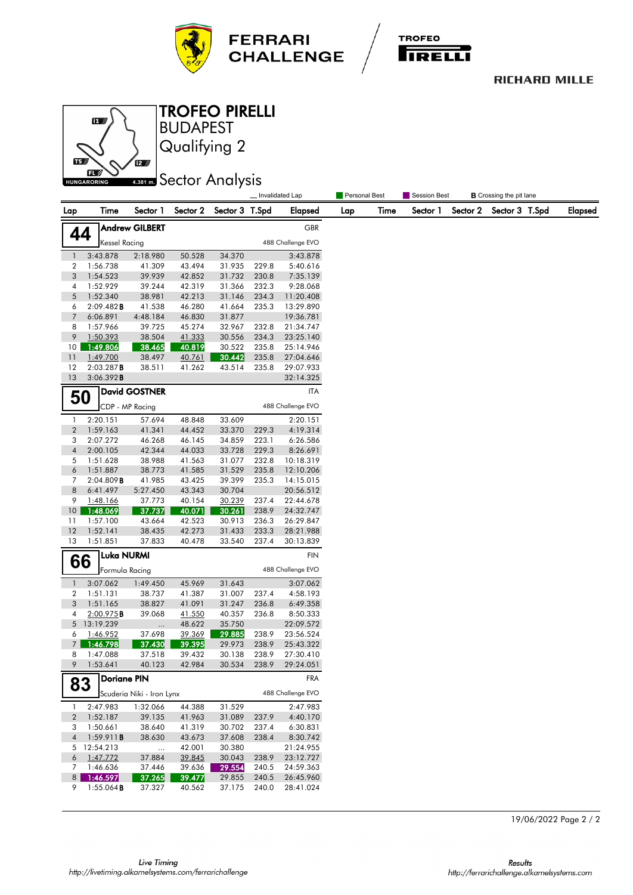# TROFEO PIRELLI

BUDAPEST

Qualifying 2

## Sector Analysis

_ Invalidated Lap | Personal Best | Session Best | **B** Crossing the pit lane

### 44 Andrew GILBERT — GBR
Kessel Racing — 488 Challenge EVO

| Lap | Time | Sector 1 | Sector 2 | Sector 3 | T.Spd | Elapsed |
|---|---|---|---|---|---|---|
| 1 | 3:43.878 | 2:18.980 | 50.528 | 34.370 | | 3:43.878 |
| 2 | 1:56.738 | 41.309 | 43.494 | 31.935 | 229.8 | 5:40.616 |
| 3 | 1:54.523 | 39.939 | 42.852 | 31.732 | 230.8 | 7:35.139 |
| 4 | 1:52.929 | 39.244 | 42.319 | 31.366 | 232.3 | 9:28.068 |
| 5 | 1:52.340 | 38.981 | 42.213 | 31.146 | 234.3 | 11:20.408 |
| 6 | 2:09.482**B** | 41.538 | 46.280 | 41.664 | 235.3 | 13:29.890 |
| 7 | 6:06.891 | 4:48.184 | 46.830 | 31.877 | | 19:36.781 |
| 8 | 1:57.966 | 39.725 | 45.274 | 32.967 | 232.8 | 21:34.747 |
| 9 | 1:50.393 | 38.504 | 41.333 | 30.556 | 234.3 | 23:25.140 |
| 10 | 1:49.806 | 38.465 | 40.819 | 30.522 | 235.8 | 25:14.946 |
| 11 | 1:49.700 | 38.497 | 40.761 | 30.442 | 235.8 | 27:04.646 |
| 12 | 2:03.287**B** | 38.511 | 41.262 | 43.514 | 235.8 | 29:07.933 |
| 13 | 3:06.392**B** | | | | | 32:14.325 |

### 50 David GOSTNER — ITA
CDP - MP Racing — 488 Challenge EVO

| Lap | Time | Sector 1 | Sector 2 | Sector 3 | T.Spd | Elapsed |
|---|---|---|---|---|---|---|
| 1 | 2:20.151 | 57.694 | 48.848 | 33.609 | | 2:20.151 |
| 2 | 1:59.163 | 41.341 | 44.452 | 33.370 | 229.3 | 4:19.314 |
| 3 | 2:07.272 | 46.268 | 46.145 | 34.859 | 223.1 | 6:26.586 |
| 4 | 2:00.105 | 42.344 | 44.033 | 33.728 | 229.3 | 8:26.691 |
| 5 | 1:51.628 | 38.988 | 41.563 | 31.077 | 232.8 | 10:18.319 |
| 6 | 1:51.887 | 38.773 | 41.585 | 31.529 | 235.8 | 12:10.206 |
| 7 | 2:04.809**B** | 41.985 | 43.425 | 39.399 | 235.3 | 14:15.015 |
| 8 | 6:41.497 | 5:27.450 | 43.343 | 30.704 | | 20:56.512 |
| 9 | 1:48.166 | 37.773 | 40.154 | 30.239 | 237.4 | 22:44.678 |
| 10 | 1:48.069 | 37.737 | 40.071 | 30.261 | 238.9 | 24:32.747 |
| 11 | 1:57.100 | 43.664 | 42.523 | 30.913 | 236.3 | 26:29.847 |
| 12 | 1:52.141 | 38.435 | 42.273 | 31.433 | 233.3 | 28:21.988 |
| 13 | 1:51.851 | 37.833 | 40.478 | 33.540 | 237.4 | 30:13.839 |

### 66 Luka NURMI — FIN
Formula Racing — 488 Challenge EVO

| Lap | Time | Sector 1 | Sector 2 | Sector 3 | T.Spd | Elapsed |
|---|---|---|---|---|---|---|
| 1 | 3:07.062 | 1:49.450 | 45.969 | 31.643 | | 3:07.062 |
| 2 | 1:51.131 | 38.737 | 41.387 | 31.007 | 237.4 | 4:58.193 |
| 3 | 1:51.165 | 38.827 | 41.091 | 31.247 | 236.8 | 6:49.358 |
| 4 | 2:00.975**B** | 39.068 | 41.550 | 40.357 | 236.8 | 8:50.333 |
| 5 | 13:19.239 | ... | 48.622 | 35.750 | | 22:09.572 |
| 6 | 1:46.952 | 37.698 | 39.369 | 29.885 | 238.9 | 23:56.524 |
| 7 | 1:46.798 | 37.430 | 39.395 | 29.973 | 238.9 | 25:43.322 |
| 8 | 1:47.088 | 37.518 | 39.432 | 30.138 | 238.9 | 27:30.410 |
| 9 | 1:53.641 | 40.123 | 42.984 | 30.534 | 238.9 | 29:24.051 |

### 83 Doriane PIN — FRA
Scuderia Niki - Iron Lynx — 488 Challenge EVO

| Lap | Time | Sector 1 | Sector 2 | Sector 3 | T.Spd | Elapsed |
|---|---|---|---|---|---|---|
| 1 | 2:47.983 | 1:32.066 | 44.388 | 31.529 | | 2:47.983 |
| 2 | 1:52.187 | 39.135 | 41.963 | 31.089 | 237.9 | 4:40.170 |
| 3 | 1:50.661 | 38.640 | 41.319 | 30.702 | 237.4 | 6:30.831 |
| 4 | 1:59.911**B** | 38.630 | 43.673 | 37.608 | 238.4 | 8:30.742 |
| 5 | 12:54.213 | ... | 42.001 | 30.380 | | 21:24.955 |
| 6 | 1:47.772 | 37.884 | 39.845 | 30.043 | 238.9 | 23:12.727 |
| 7 | 1:46.636 | 37.446 | 39.636 | 29.554 | 240.5 | 24:59.363 |
| 8 | 1:46.597 | 37.265 | 39.477 | 29.855 | 240.5 | 26:45.960 |
| 9 | 1:55.064**B** | 37.327 | 40.562 | 37.175 | 240.0 | 28:41.024 |

19/06/2022

Live Timing
http://livetiming.alkamelsystems.com/ferrarichallenge

Results
http://ferrarichallenge.alkamelsystems.com